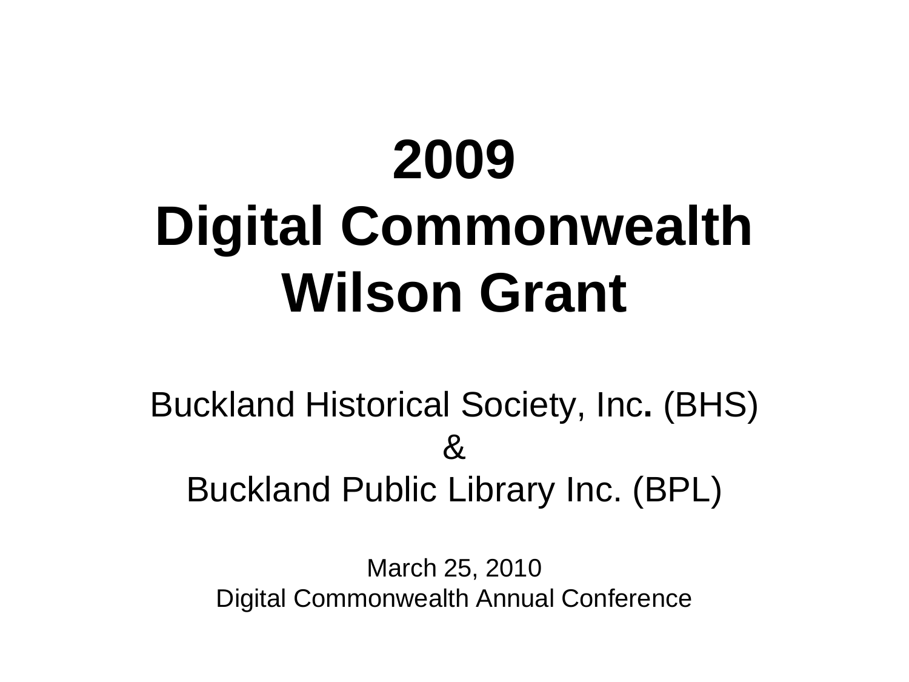# 2009
# Digital Commonwealth
# Wilson Grant

Buckland Historical Society, Inc. (BHS)

&

Buckland Public Library Inc. (BPL)

March 25, 2010

Digital Commonwealth Annual Conference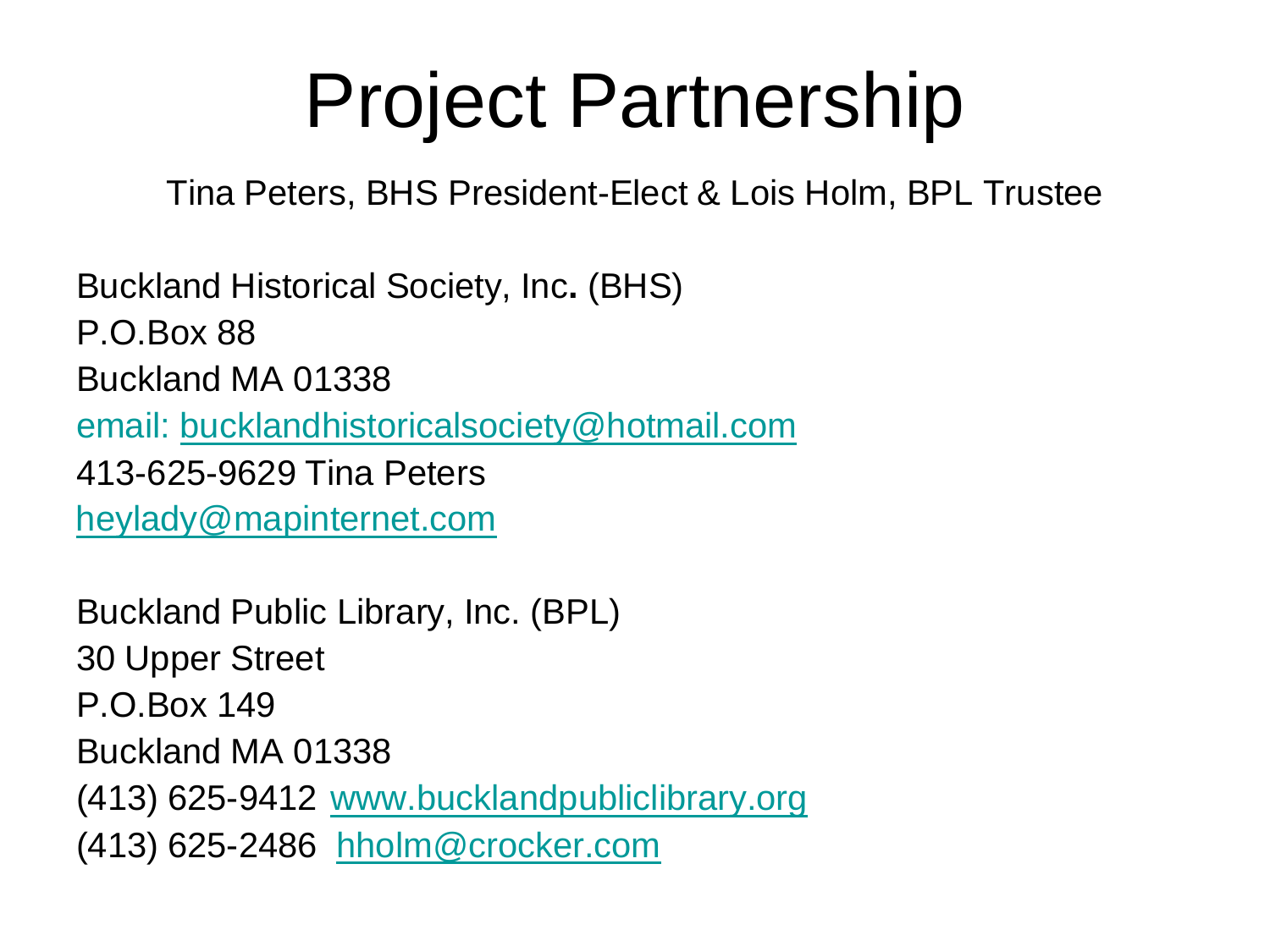# Project Partnership

Tina Peters, BHS President-Elect & Lois Holm, BPL Trustee

Buckland Historical Society, Inc. (BHS)
P.O.Box 88
Buckland MA 01338
email: bucklandhistoricalsociety@hotmail.com
413-625-9629 Tina Peters
heylady@mapinternet.com

Buckland Public Library, Inc. (BPL)
30 Upper Street
P.O.Box 149
Buckland MA 01338
(413) 625-9412 www.bucklandpubliclibrary.org
(413) 625-2486 hholm@crocker.com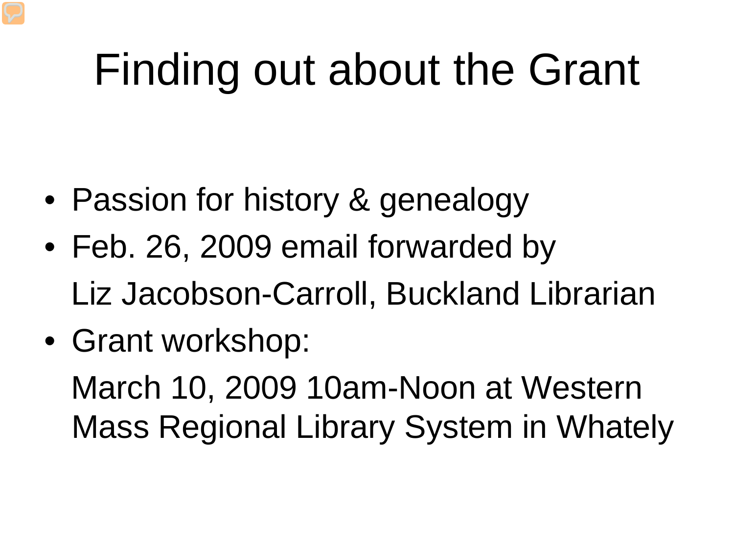# Finding out about the Grant

- Passion for history & genealogy
- Feb. 26, 2009 email forwarded by Liz Jacobson-Carroll, Buckland Librarian
- Grant workshop: March 10, 2009 10am-Noon at Western Mass Regional Library System in Whately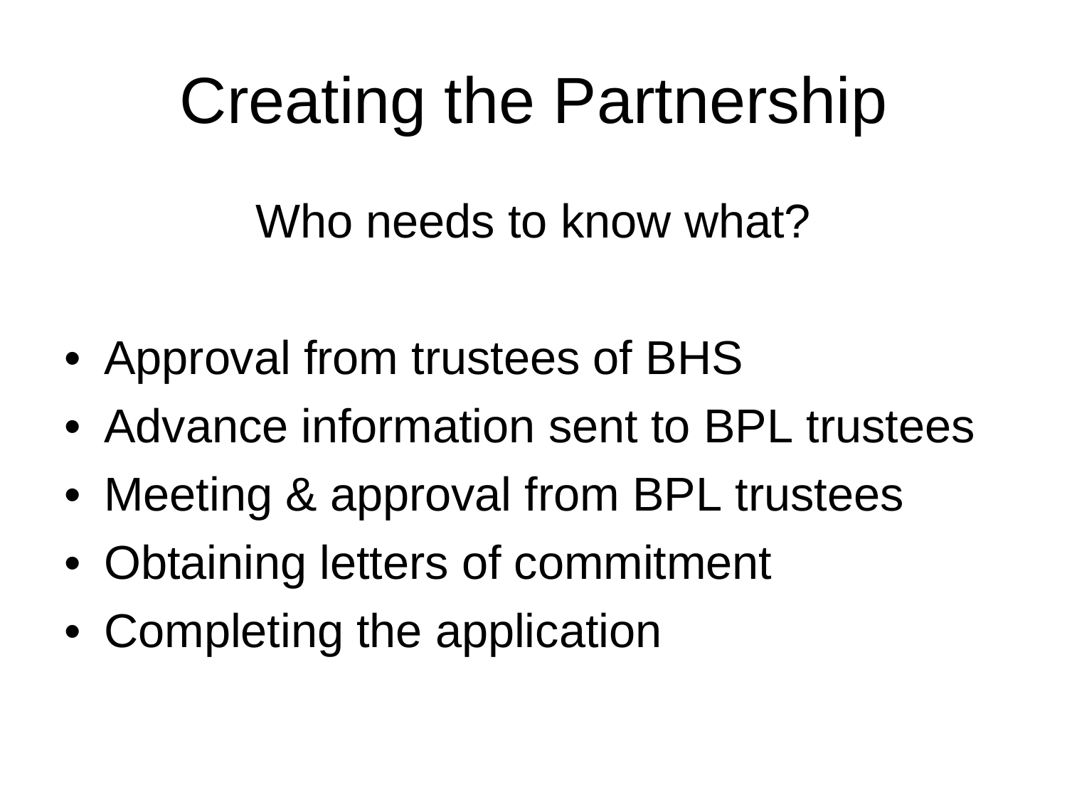# Creating the Partnership

Who needs to know what?

- Approval from trustees of BHS
- Advance information sent to BPL trustees
- Meeting & approval from BPL trustees
- Obtaining letters of commitment
- Completing the application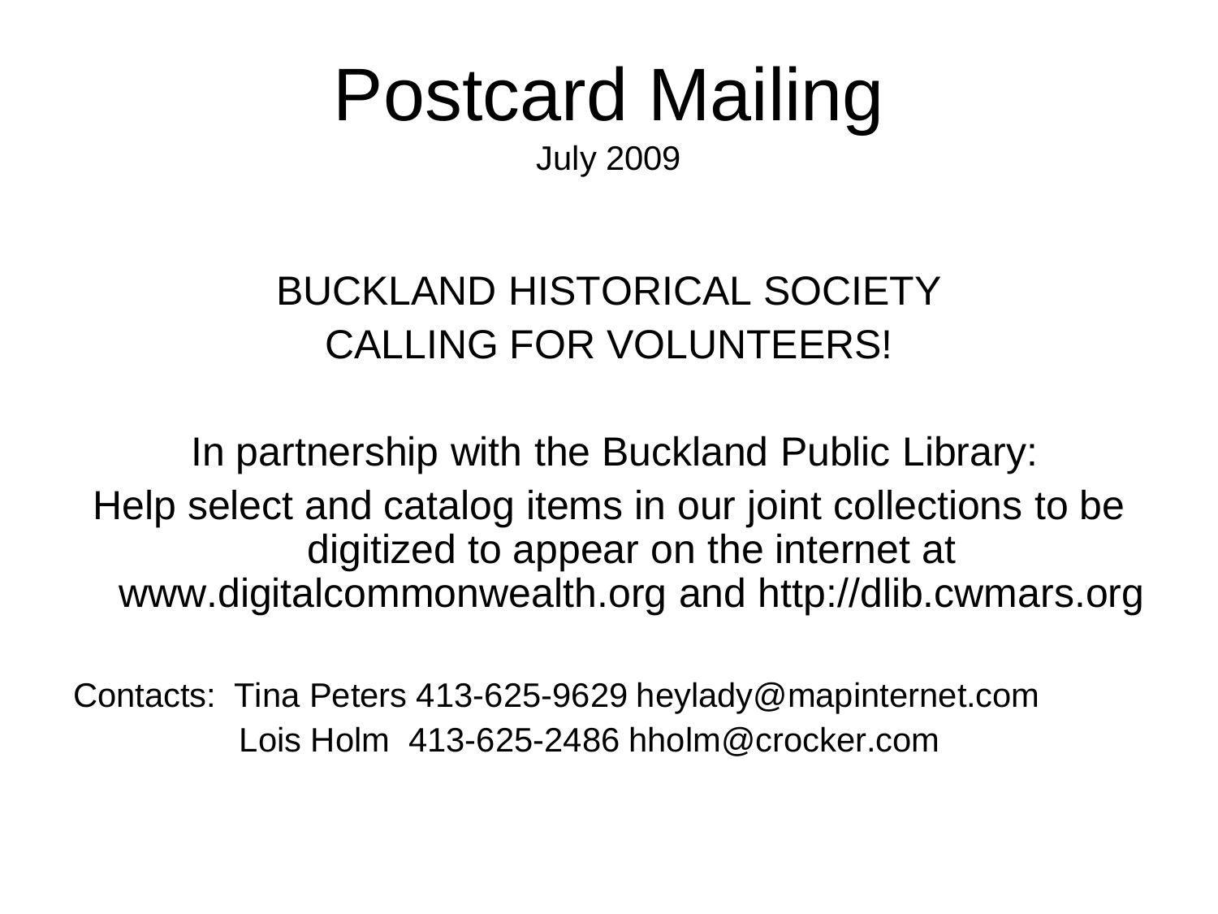# Postcard Mailing

July 2009

BUCKLAND HISTORICAL SOCIETY

CALLING FOR VOLUNTEERS!

In partnership with the Buckland Public Library:

Help select and catalog items in our joint collections to be digitized to appear on the internet at www.digitalcommonwealth.org and http://dlib.cwmars.org

Contacts: Tina Peters 413-625-9629 heylady@mapinternet.com

Lois Holm 413-625-2486 hholm@crocker.com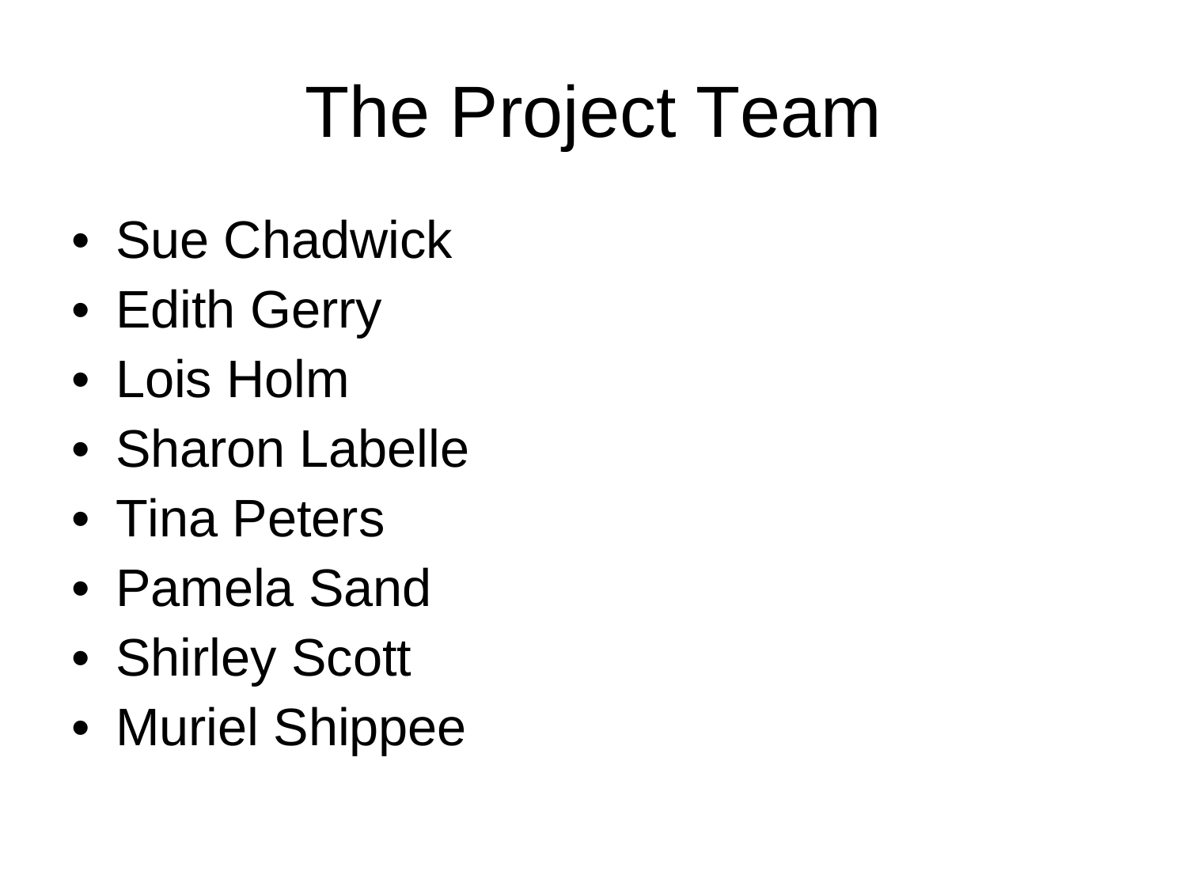# The Project Team

- Sue Chadwick
- Edith Gerry
- Lois Holm
- Sharon Labelle
- Tina Peters
- Pamela Sand
- Shirley Scott
- Muriel Shippee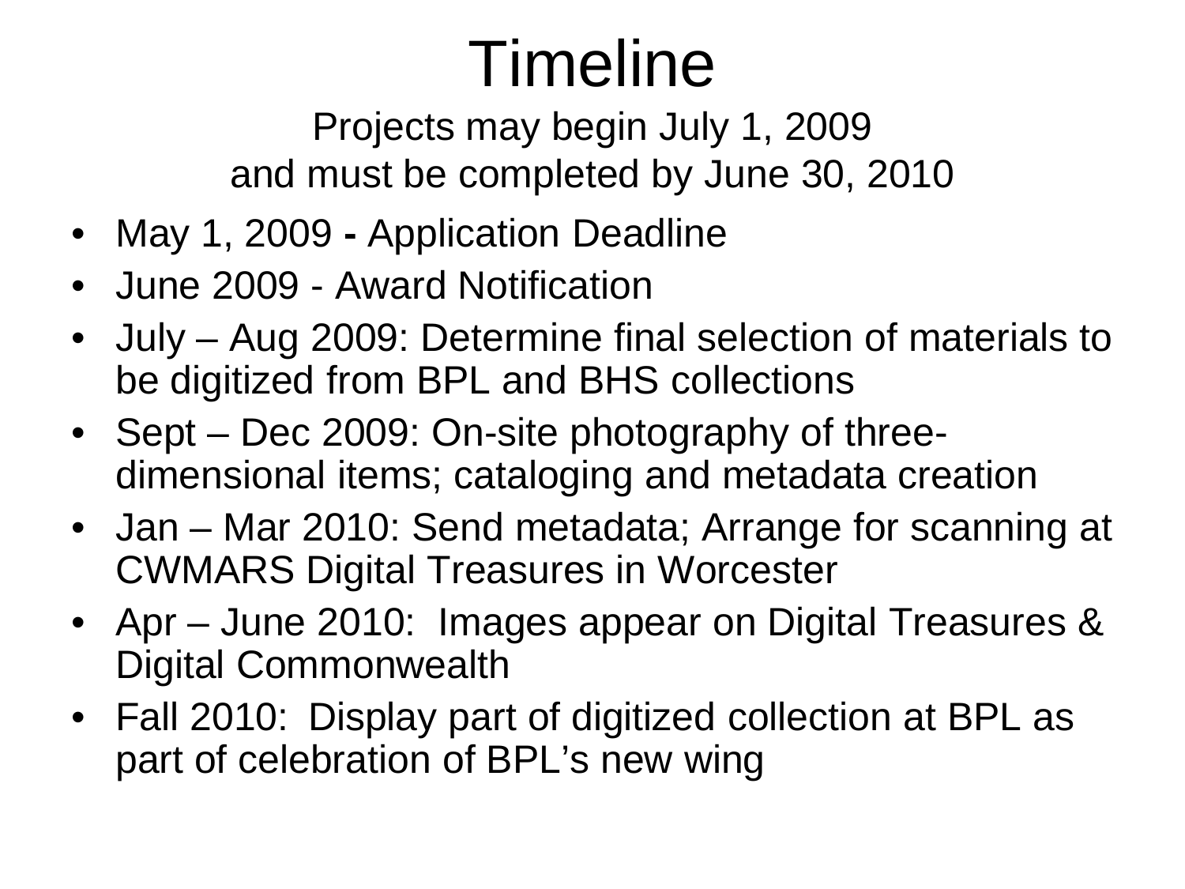# Timeline

Projects may begin July 1, 2009
and must be completed by June 30, 2010

- May 1, 2009 **-** Application Deadline
- June 2009 - Award Notification
- July – Aug 2009: Determine final selection of materials to be digitized from BPL and BHS collections
- Sept – Dec 2009: On-site photography of three-dimensional items; cataloging and metadata creation
- Jan – Mar 2010: Send metadata; Arrange for scanning at CWMARS Digital Treasures in Worcester
- Apr – June 2010: Images appear on Digital Treasures & Digital Commonwealth
- Fall 2010: Display part of digitized collection at BPL as part of celebration of BPL's new wing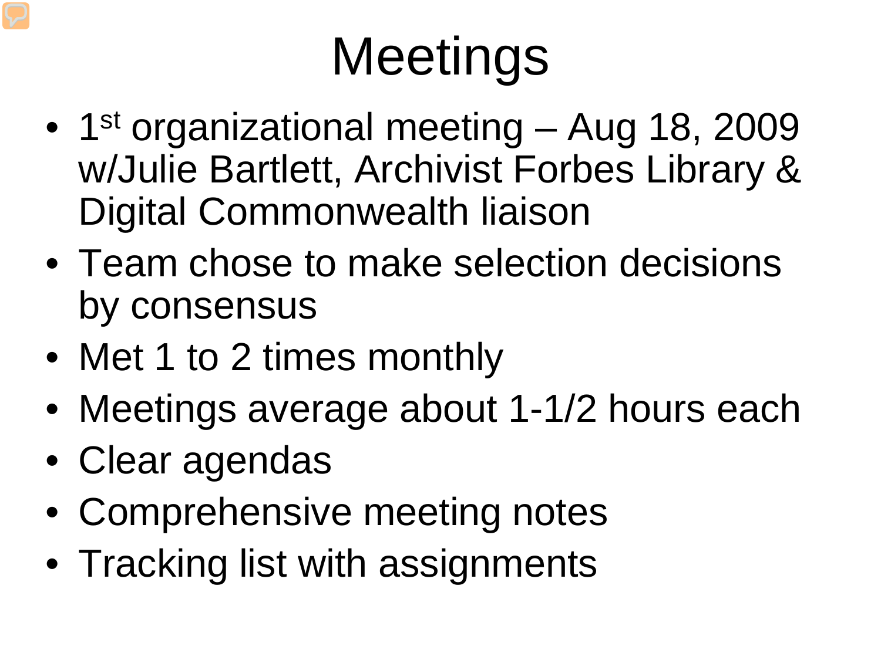# Meetings

- 1st organizational meeting – Aug 18, 2009 w/Julie Bartlett, Archivist Forbes Library & Digital Commonwealth liaison
- Team chose to make selection decisions by consensus
- Met 1 to 2 times monthly
- Meetings average about 1-1/2 hours each
- Clear agendas
- Comprehensive meeting notes
- Tracking list with assignments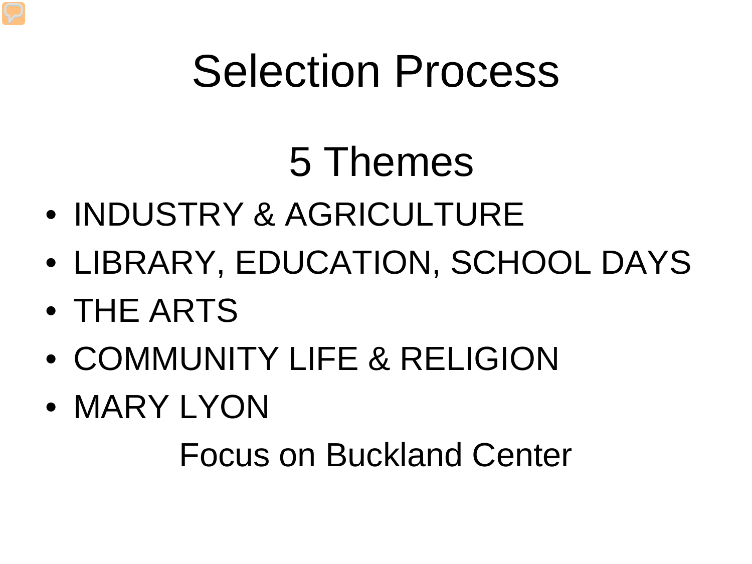# Selection Process

## 5 Themes

- INDUSTRY & AGRICULTURE
- LIBRARY, EDUCATION, SCHOOL DAYS
- THE ARTS
- COMMUNITY LIFE & RELIGION
- MARY LYON

Focus on Buckland Center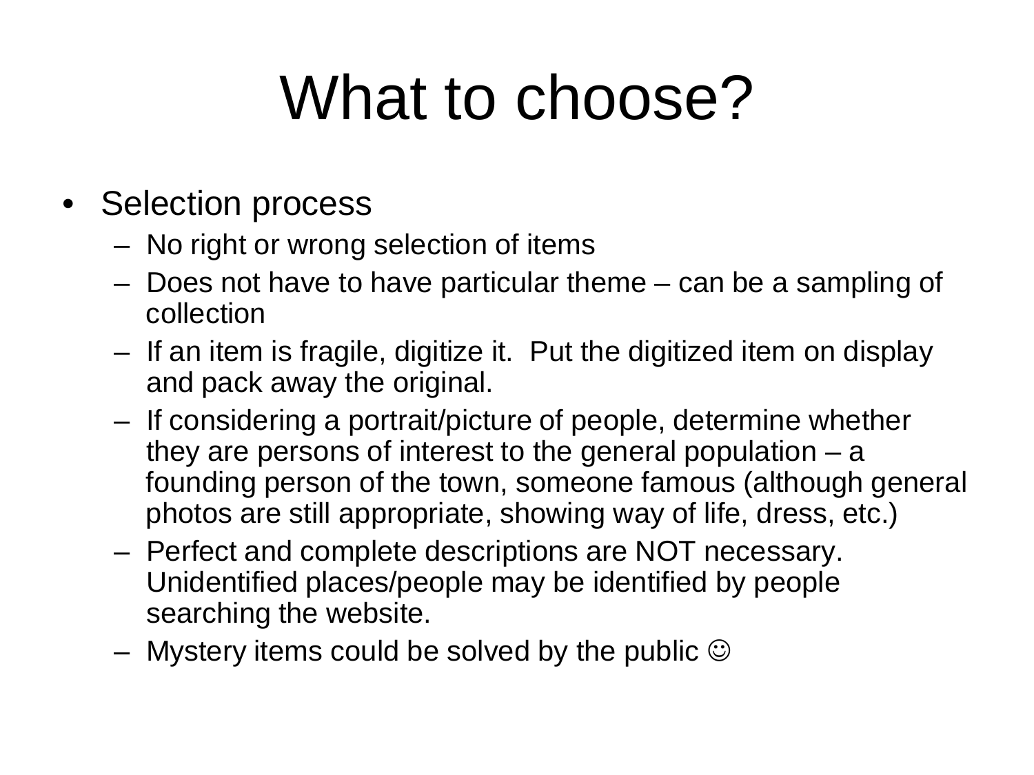# What to choose?

- Selection process
  - No right or wrong selection of items
  - Does not have to have particular theme – can be a sampling of collection
  - If an item is fragile, digitize it. Put the digitized item on display and pack away the original.
  - If considering a portrait/picture of people, determine whether they are persons of interest to the general population – a founding person of the town, someone famous (although general photos are still appropriate, showing way of life, dress, etc.)
  - Perfect and complete descriptions are NOT necessary. Unidentified places/people may be identified by people searching the website.
  - Mystery items could be solved by the public ☺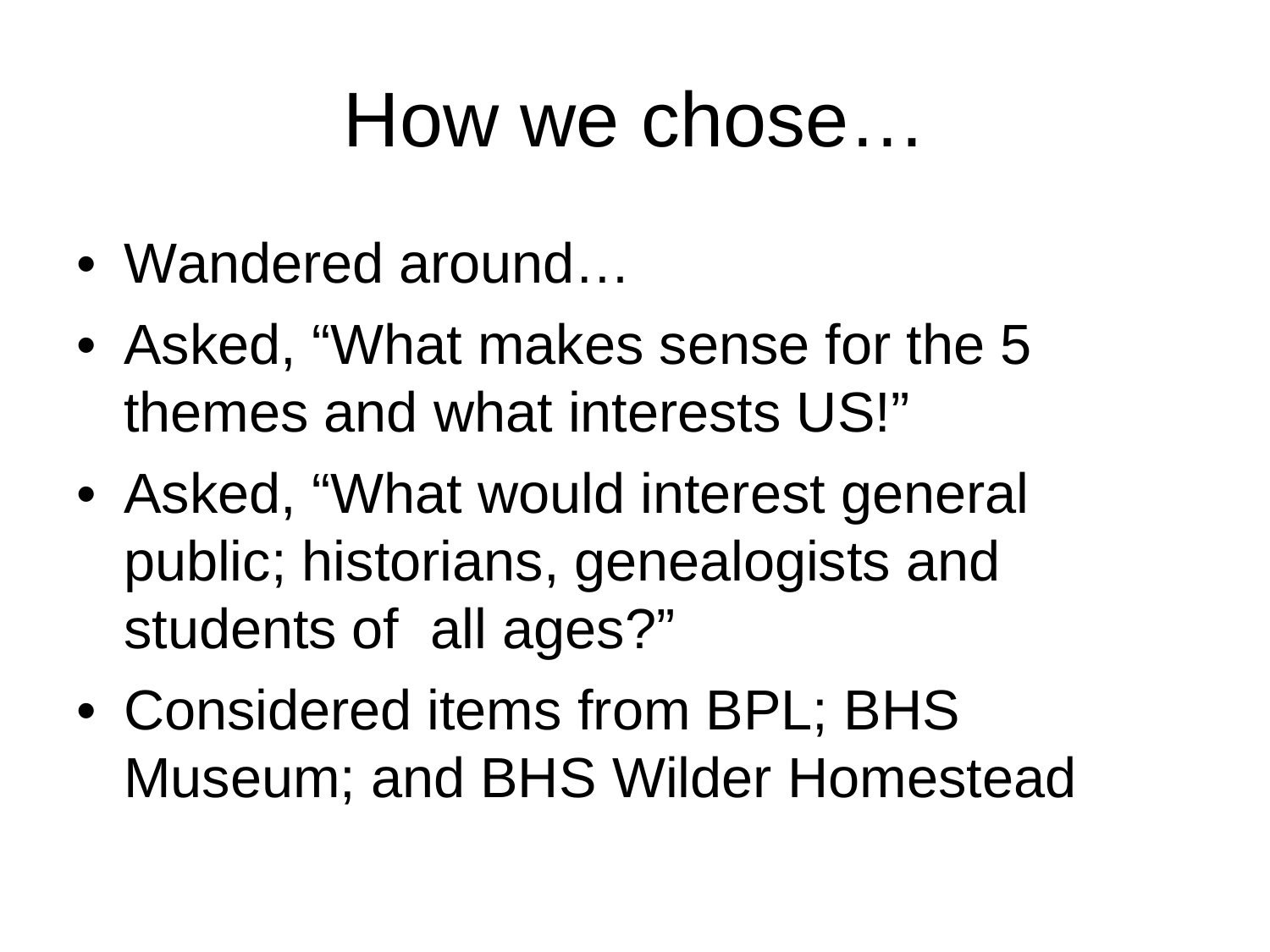# How we chose…

- Wandered around…
- Asked, “What makes sense for the 5 themes and what interests US!”
- Asked, “What would interest general public; historians, genealogists and students of  all ages?”
- Considered items from BPL; BHS Museum; and BHS Wilder Homestead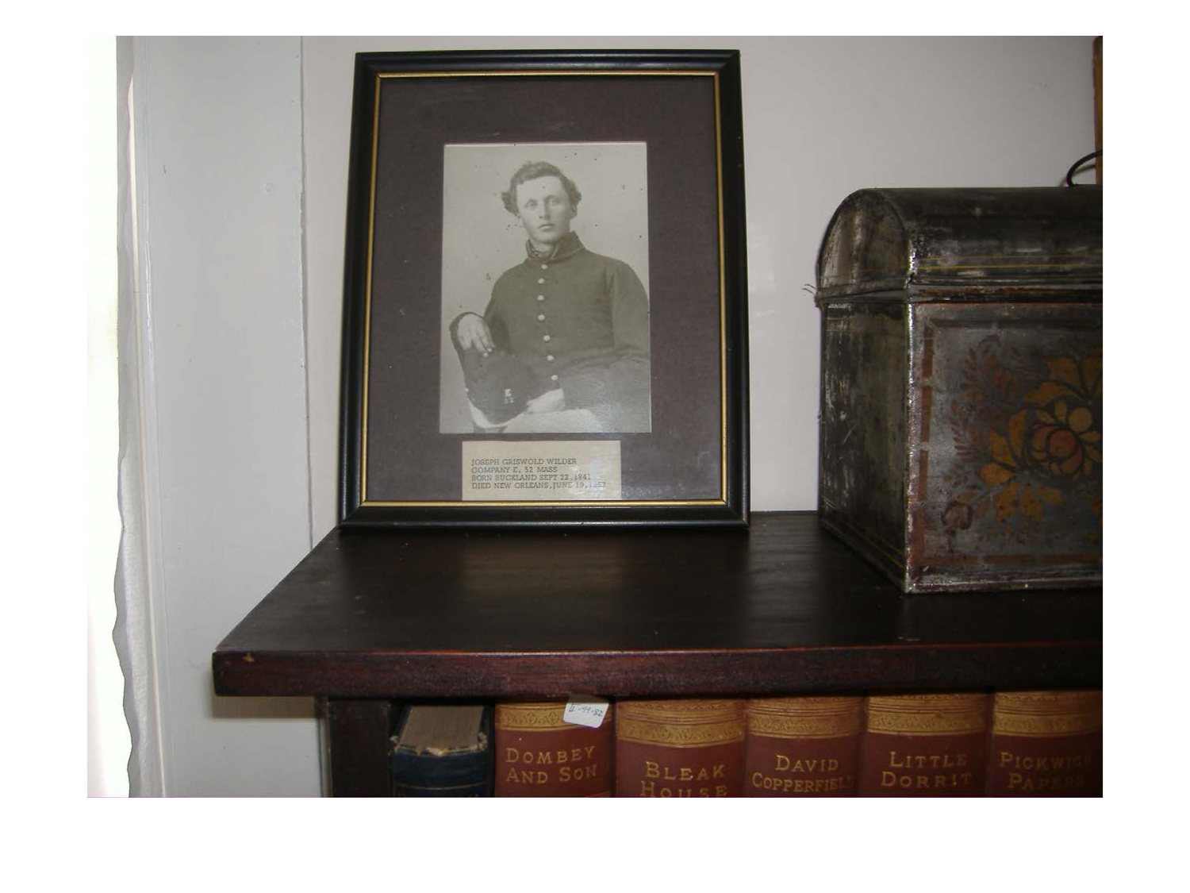JOSEPH GRISWOLD WILDER
COMPANY E, 52 MASS
BORN BUCKLAND SEPT 22, 1841
DIED NEW ORLEANS, JUNE 19, 1863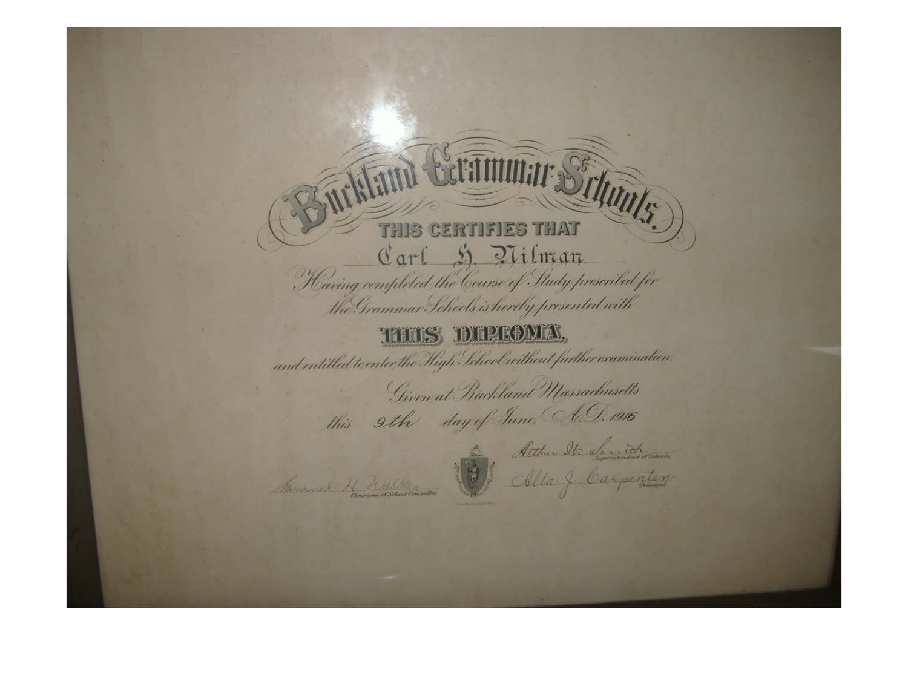# Buckland Grammar Schools.

THIS CERTIFIES THAT

Carl H. Nilman

*Having completed the Course of Study prescribed for the Grammar Schools is hereby presented with*

**THIS DIPLOMA,**

*and entitled to enter the High School without further examination.*

*Given at Buckland Massachusetts this 9th day of June, A.D. 1916*

Arthur W. Smith, *Superintendent of Schools.*

Samuel H. Walker, *Chairman of School Committee*

Alta J. Carpenter, *Principal.*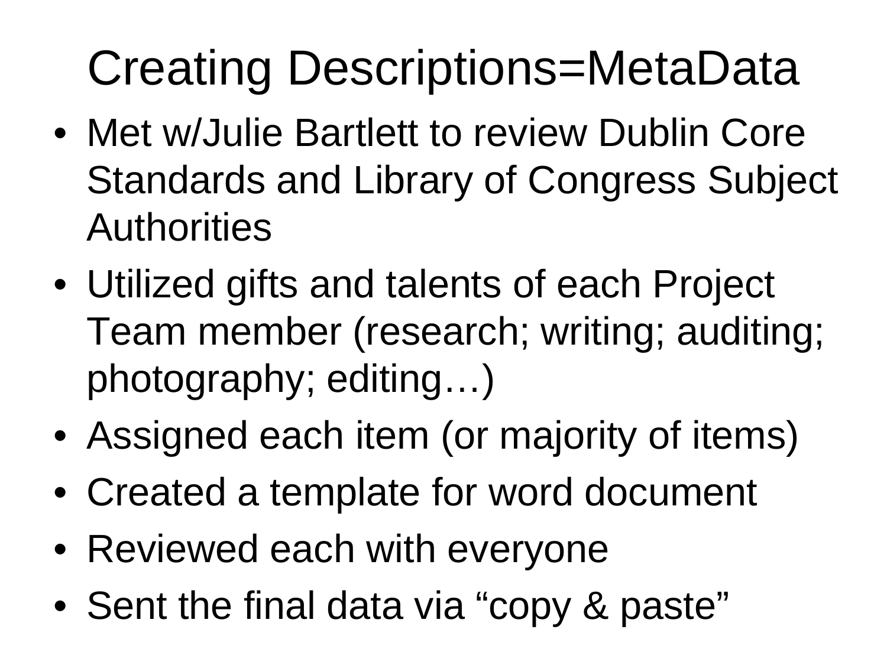# Creating Descriptions=MetaData

- Met w/Julie Bartlett to review Dublin Core Standards and Library of Congress Subject Authorities
- Utilized gifts and talents of each Project Team member (research; writing; auditing; photography; editing…)
- Assigned each item (or majority of items)
- Created a template for word document
- Reviewed each with everyone
- Sent the final data via “copy & paste”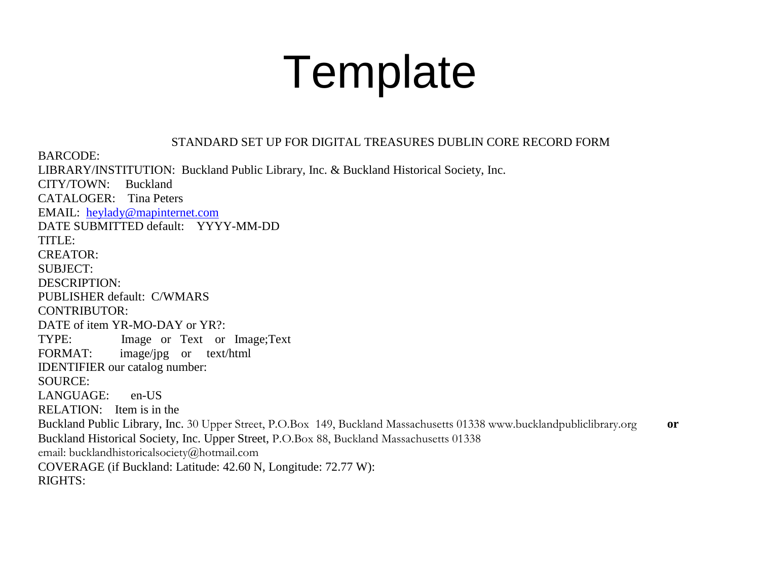# Template

STANDARD SET UP FOR DIGITAL TREASURES DUBLIN CORE RECORD FORM

BARCODE:
LIBRARY/INSTITUTION: Buckland Public Library, Inc. & Buckland Historical Society, Inc.
CITY/TOWN: Buckland
CATALOGER: Tina Peters
EMAIL: heylady@mapinternet.com
DATE SUBMITTED default: YYYY-MM-DD
TITLE:
CREATOR:
SUBJECT:
DESCRIPTION:
PUBLISHER default: C/WMARS
CONTRIBUTOR:
DATE of item YR-MO-DAY or YR?:
TYPE: Image or Text or Image;Text
FORMAT: image/jpg or text/html
IDENTIFIER our catalog number:
SOURCE:
LANGUAGE: en-US
RELATION: Item is in the
Buckland Public Library, Inc. 30 Upper Street, P.O.Box 149, Buckland Massachusetts 01338 www.bucklandpubliclibrary.org **or**
Buckland Historical Society, Inc. Upper Street, P.O.Box 88, Buckland Massachusetts 01338
email: bucklandhistoricalsociety@hotmail.com
COVERAGE (if Buckland: Latitude: 42.60 N, Longitude: 72.77 W):
RIGHTS: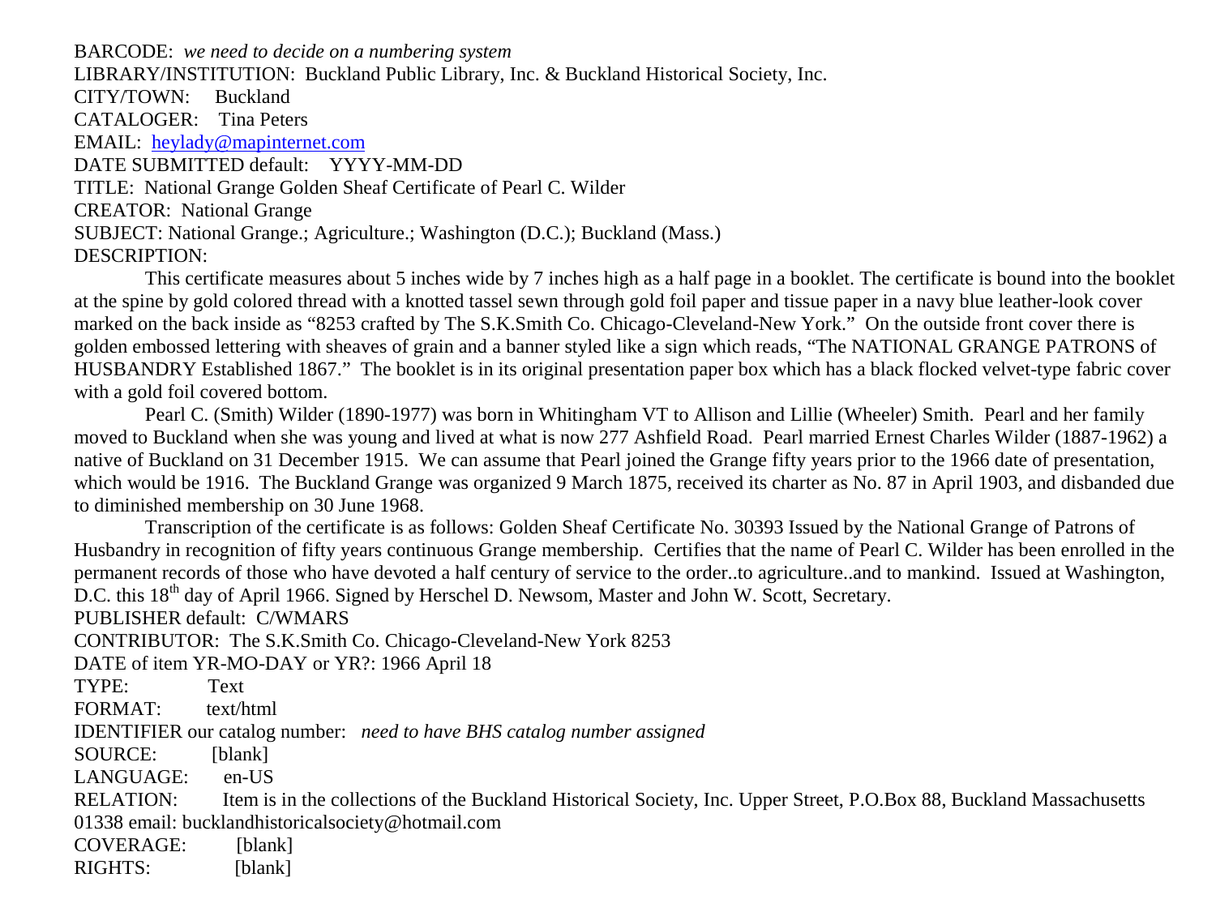BARCODE: *we need to decide on a numbering system*

LIBRARY/INSTITUTION: Buckland Public Library, Inc. & Buckland Historical Society, Inc.

CITY/TOWN: Buckland

CATALOGER: Tina Peters

EMAIL: heylady@mapinternet.com

DATE SUBMITTED default: YYYY-MM-DD

TITLE: National Grange Golden Sheaf Certificate of Pearl C. Wilder

CREATOR: National Grange

SUBJECT: National Grange.; Agriculture.; Washington (D.C.); Buckland (Mass.)

DESCRIPTION:

This certificate measures about 5 inches wide by 7 inches high as a half page in a booklet. The certificate is bound into the booklet at the spine by gold colored thread with a knotted tassel sewn through gold foil paper and tissue paper in a navy blue leather-look cover marked on the back inside as "8253 crafted by The S.K.Smith Co. Chicago-Cleveland-New York." On the outside front cover there is golden embossed lettering with sheaves of grain and a banner styled like a sign which reads, "The NATIONAL GRANGE PATRONS of HUSBANDRY Established 1867." The booklet is in its original presentation paper box which has a black flocked velvet-type fabric cover with a gold foil covered bottom.

Pearl C. (Smith) Wilder (1890-1977) was born in Whitingham VT to Allison and Lillie (Wheeler) Smith. Pearl and her family moved to Buckland when she was young and lived at what is now 277 Ashfield Road. Pearl married Ernest Charles Wilder (1887-1962) a native of Buckland on 31 December 1915. We can assume that Pearl joined the Grange fifty years prior to the 1966 date of presentation, which would be 1916. The Buckland Grange was organized 9 March 1875, received its charter as No. 87 in April 1903, and disbanded due to diminished membership on 30 June 1968.

Transcription of the certificate is as follows: Golden Sheaf Certificate No. 30393 Issued by the National Grange of Patrons of Husbandry in recognition of fifty years continuous Grange membership. Certifies that the name of Pearl C. Wilder has been enrolled in the permanent records of those who have devoted a half century of service to the order..to agriculture..and to mankind. Issued at Washington, D.C. this 18th day of April 1966. Signed by Herschel D. Newsom, Master and John W. Scott, Secretary.

PUBLISHER default: C/WMARS

CONTRIBUTOR: The S.K.Smith Co. Chicago-Cleveland-New York 8253

DATE of item YR-MO-DAY or YR?: 1966 April 18

TYPE: Text

FORMAT: text/html

IDENTIFIER our catalog number: *need to have BHS catalog number assigned*

SOURCE: [blank]

LANGUAGE: en-US

RELATION: Item is in the collections of the Buckland Historical Society, Inc. Upper Street, P.O.Box 88, Buckland Massachusetts 01338 email: bucklandhistoricalsociety@hotmail.com

COVERAGE: [blank]

RIGHTS: [blank]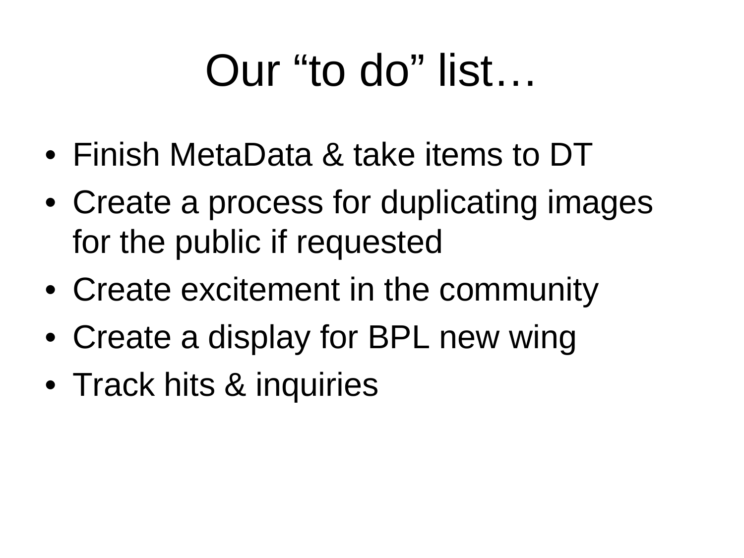# Our "to do" list…

- Finish MetaData & take items to DT
- Create a process for duplicating images for the public if requested
- Create excitement in the community
- Create a display for BPL new wing
- Track hits & inquiries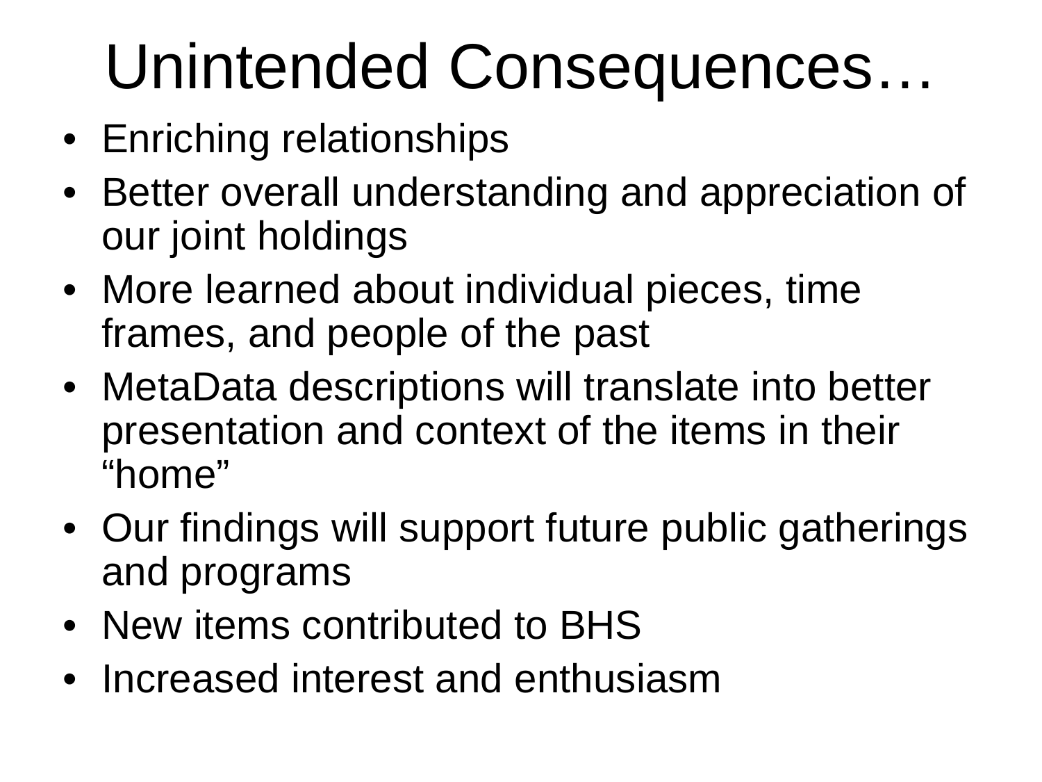# Unintended Consequences…

- Enriching relationships
- Better overall understanding and appreciation of our joint holdings
- More learned about individual pieces, time frames, and people of the past
- MetaData descriptions will translate into better presentation and context of the items in their "home"
- Our findings will support future public gatherings and programs
- New items contributed to BHS
- Increased interest and enthusiasm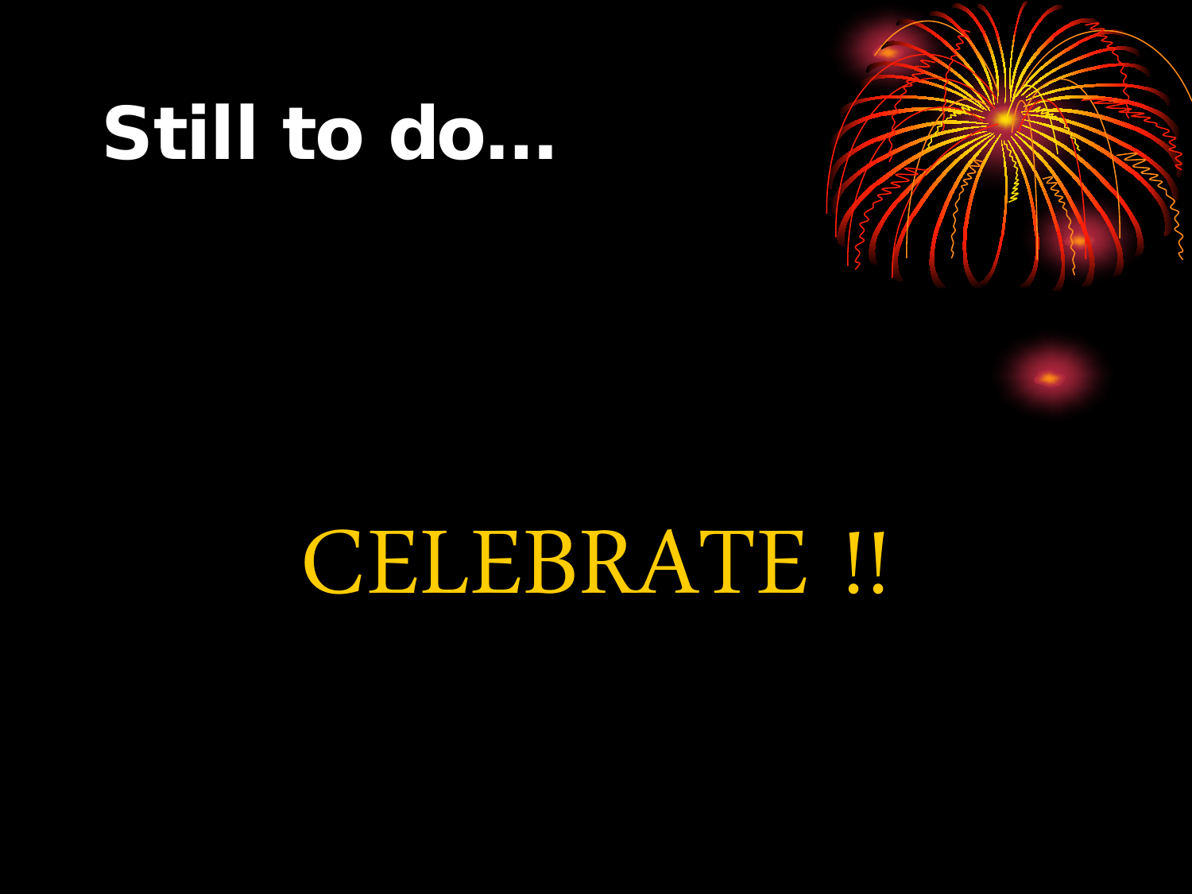# Still to do…

CELEBRATE !!